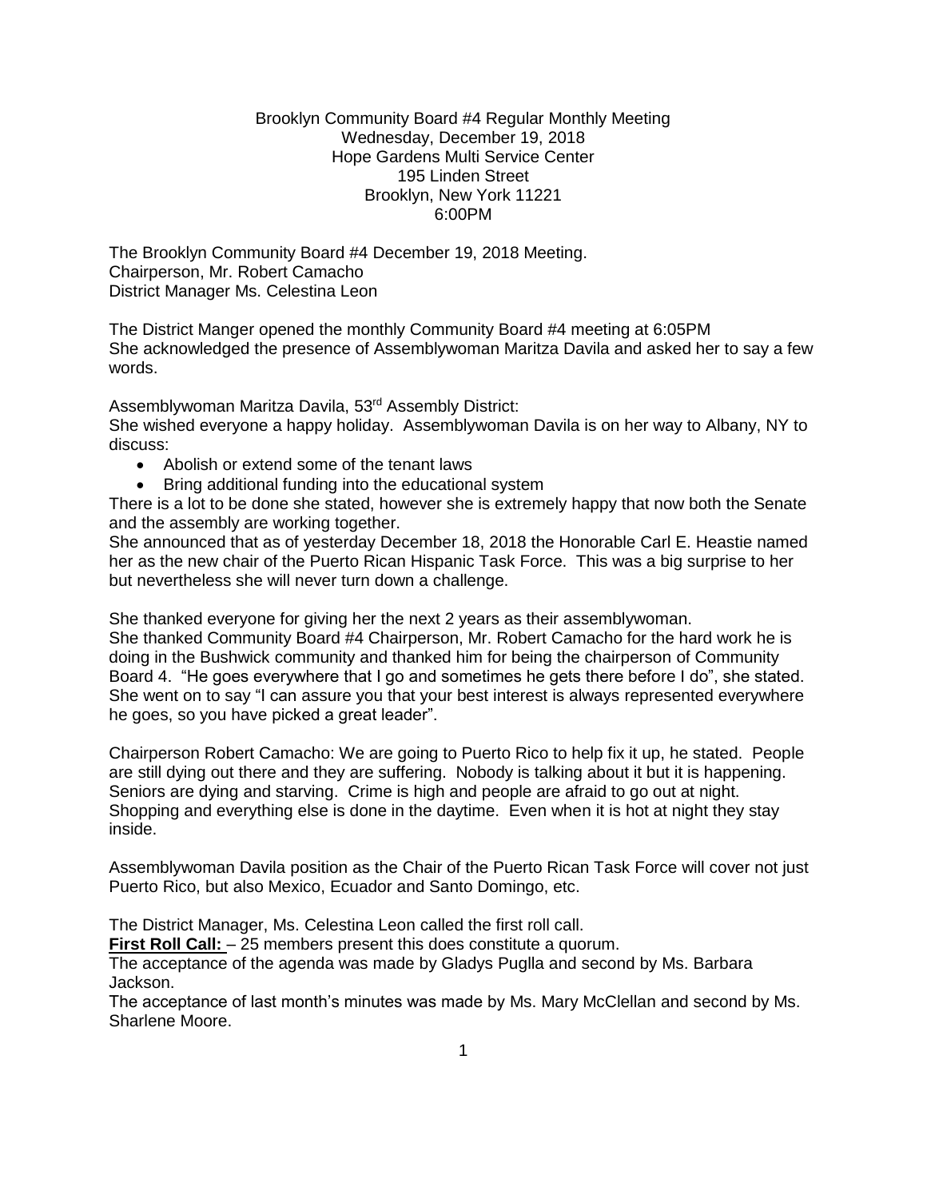Brooklyn Community Board #4 Regular Monthly Meeting
Wednesday, December 19, 2018
Hope Gardens Multi Service Center
195 Linden Street
Brooklyn, New York 11221
6:00PM

The Brooklyn Community Board #4 December 19, 2018 Meeting.
Chairperson, Mr. Robert Camacho
District Manager Ms. Celestina Leon

The District Manger opened the monthly Community Board #4 meeting at 6:05PM
She acknowledged the presence of Assemblywoman Maritza Davila and asked her to say a few words.

Assemblywoman Maritza Davila, 53rd Assembly District:
She wished everyone a happy holiday. Assemblywoman Davila is on her way to Albany, NY to discuss:

- Abolish or extend some of the tenant laws
- Bring additional funding into the educational system

There is a lot to be done she stated, however she is extremely happy that now both the Senate and the assembly are working together.
She announced that as of yesterday December 18, 2018 the Honorable Carl E. Heastie named her as the new chair of the Puerto Rican Hispanic Task Force. This was a big surprise to her but nevertheless she will never turn down a challenge.

She thanked everyone for giving her the next 2 years as their assemblywoman.
She thanked Community Board #4 Chairperson, Mr. Robert Camacho for the hard work he is doing in the Bushwick community and thanked him for being the chairperson of Community Board 4. "He goes everywhere that I go and sometimes he gets there before I do", she stated. She went on to say "I can assure you that your best interest is always represented everywhere he goes, so you have picked a great leader".

Chairperson Robert Camacho: We are going to Puerto Rico to help fix it up, he stated. People are still dying out there and they are suffering. Nobody is talking about it but it is happening. Seniors are dying and starving. Crime is high and people are afraid to go out at night. Shopping and everything else is done in the daytime. Even when it is hot at night they stay inside.

Assemblywoman Davila position as the Chair of the Puerto Rican Task Force will cover not just Puerto Rico, but also Mexico, Ecuador and Santo Domingo, etc.

The District Manager, Ms. Celestina Leon called the first roll call.
**First Roll Call:** – 25 members present this does constitute a quorum.
The acceptance of the agenda was made by Gladys Puglla and second by Ms. Barbara Jackson.
The acceptance of last month's minutes was made by Ms. Mary McClellan and second by Ms. Sharlene Moore.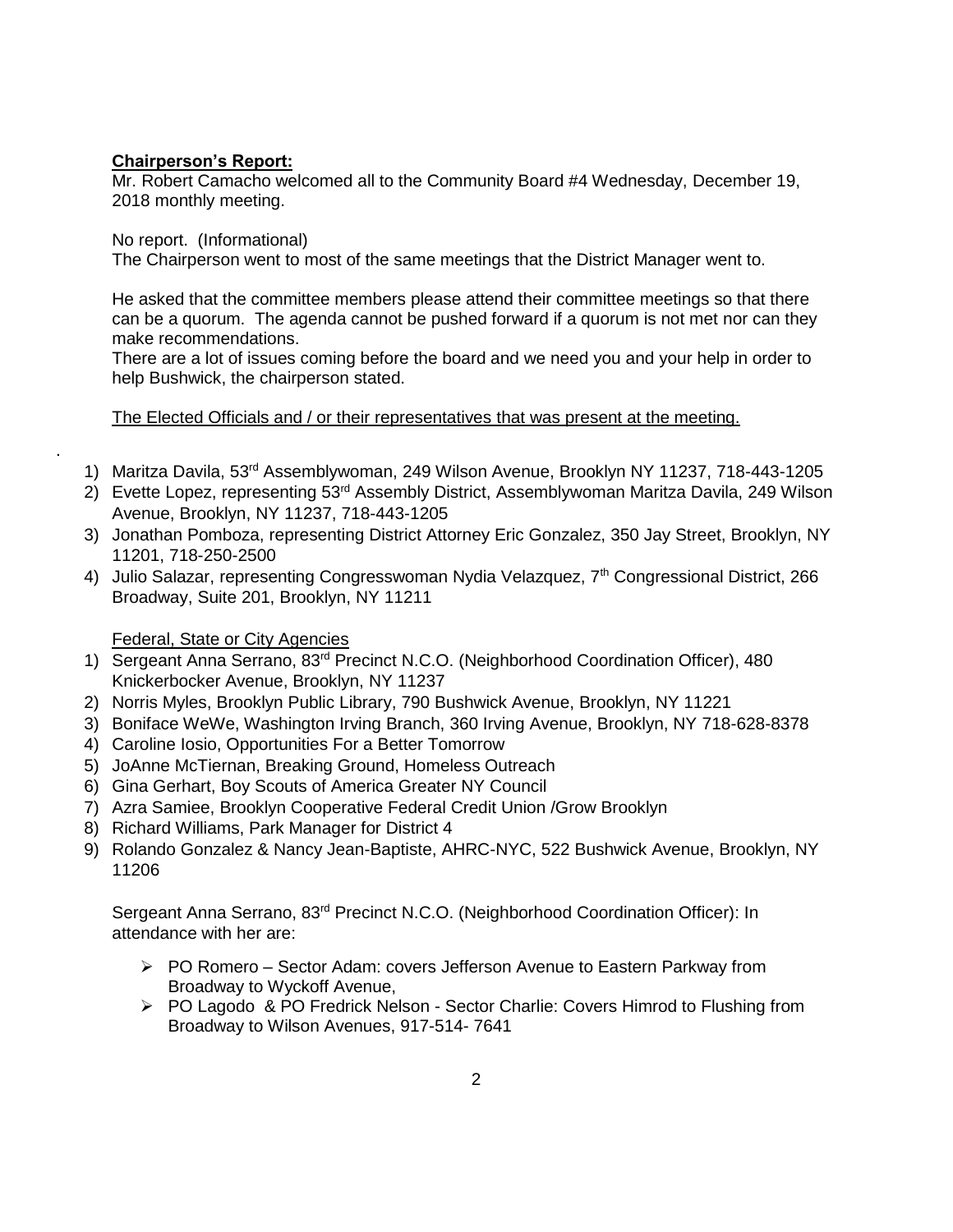**Chairperson's Report:**

Mr. Robert Camacho welcomed all to the Community Board #4 Wednesday, December 19, 2018 monthly meeting.

No report. (Informational)
The Chairperson went to most of the same meetings that the District Manager went to.

He asked that the committee members please attend their committee meetings so that there can be a quorum. The agenda cannot be pushed forward if a quorum is not met nor can they make recommendations.
There are a lot of issues coming before the board and we need you and your help in order to help Bushwick, the chairperson stated.

The Elected Officials and / or their representatives that was present at the meeting.

.

1) Maritza Davila, 53rd Assemblywoman, 249 Wilson Avenue, Brooklyn NY 11237, 718-443-1205
2) Evette Lopez, representing 53rd Assembly District, Assemblywoman Maritza Davila, 249 Wilson Avenue, Brooklyn, NY 11237, 718-443-1205
3) Jonathan Pomboza, representing District Attorney Eric Gonzalez, 350 Jay Street, Brooklyn, NY 11201, 718-250-2500
4) Julio Salazar, representing Congresswoman Nydia Velazquez, 7th Congressional District, 266 Broadway, Suite 201, Brooklyn, NY 11211

Federal, State or City Agencies

1) Sergeant Anna Serrano, 83rd Precinct N.C.O. (Neighborhood Coordination Officer), 480 Knickerbocker Avenue, Brooklyn, NY 11237
2) Norris Myles, Brooklyn Public Library, 790 Bushwick Avenue, Brooklyn, NY 11221
3) Boniface WeWe, Washington Irving Branch, 360 Irving Avenue, Brooklyn, NY 718-628-8378
4) Caroline Iosio, Opportunities For a Better Tomorrow
5) JoAnne McTiernan, Breaking Ground, Homeless Outreach
6) Gina Gerhart, Boy Scouts of America Greater NY Council
7) Azra Samiee, Brooklyn Cooperative Federal Credit Union /Grow Brooklyn
8) Richard Williams, Park Manager for District 4
9) Rolando Gonzalez & Nancy Jean-Baptiste, AHRC-NYC, 522 Bushwick Avenue, Brooklyn, NY 11206

Sergeant Anna Serrano, 83rd Precinct N.C.O. (Neighborhood Coordination Officer): In attendance with her are:

- PO Romero – Sector Adam: covers Jefferson Avenue to Eastern Parkway from Broadway to Wyckoff Avenue,
- PO Lagodo & PO Fredrick Nelson - Sector Charlie: Covers Himrod to Flushing from Broadway to Wilson Avenues, 917-514- 7641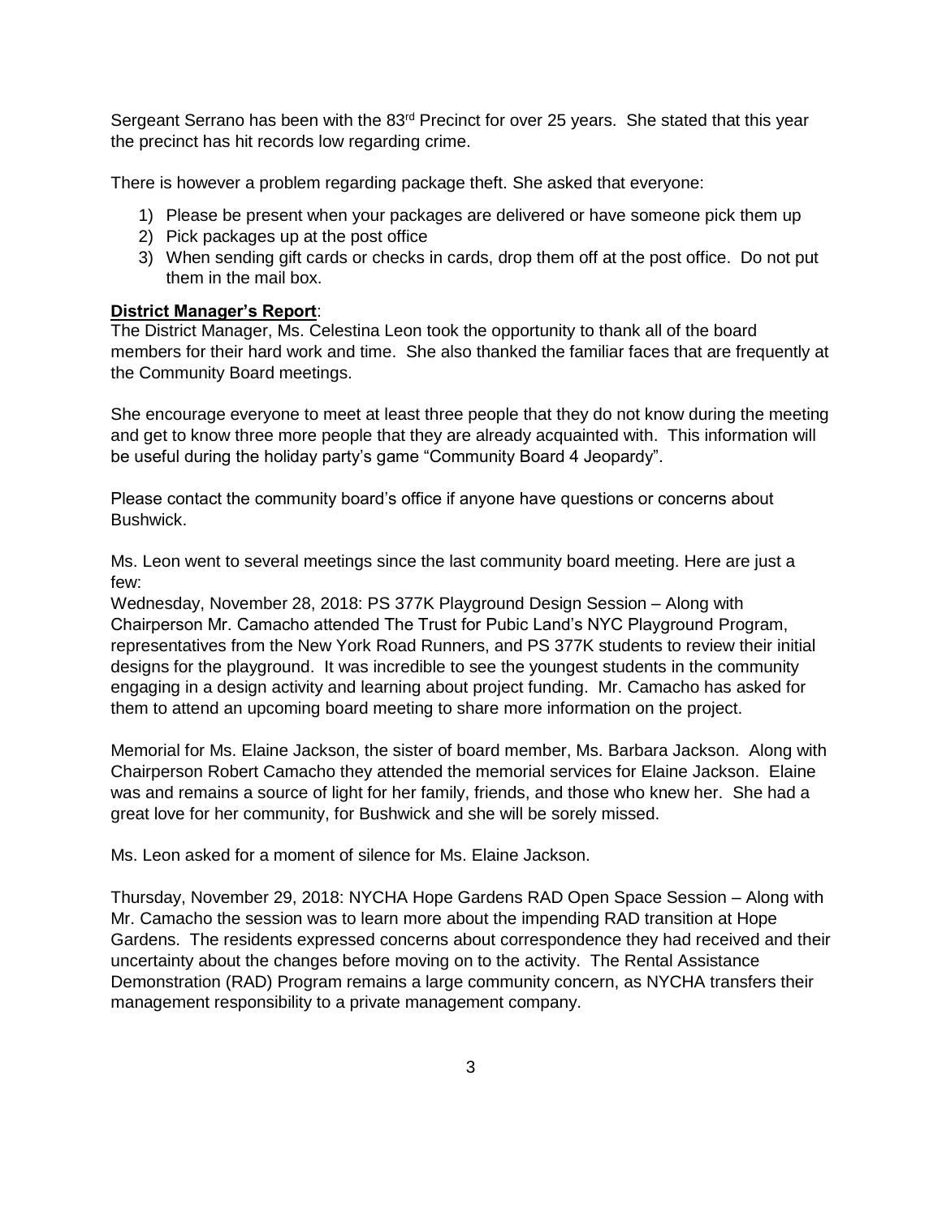Sergeant Serrano has been with the 83rd Precinct for over 25 years. She stated that this year the precinct has hit records low regarding crime.

There is however a problem regarding package theft. She asked that everyone:

1) Please be present when your packages are delivered or have someone pick them up
2) Pick packages up at the post office
3) When sending gift cards or checks in cards, drop them off at the post office. Do not put them in the mail box.

**District Manager's Report**:
The District Manager, Ms. Celestina Leon took the opportunity to thank all of the board members for their hard work and time. She also thanked the familiar faces that are frequently at the Community Board meetings.

She encourage everyone to meet at least three people that they do not know during the meeting and get to know three more people that they are already acquainted with. This information will be useful during the holiday party's game "Community Board 4 Jeopardy".

Please contact the community board's office if anyone have questions or concerns about Bushwick.

Ms. Leon went to several meetings since the last community board meeting. Here are just a few:
Wednesday, November 28, 2018: PS 377K Playground Design Session – Along with Chairperson Mr. Camacho attended The Trust for Pubic Land's NYC Playground Program, representatives from the New York Road Runners, and PS 377K students to review their initial designs for the playground. It was incredible to see the youngest students in the community engaging in a design activity and learning about project funding. Mr. Camacho has asked for them to attend an upcoming board meeting to share more information on the project.

Memorial for Ms. Elaine Jackson, the sister of board member, Ms. Barbara Jackson. Along with Chairperson Robert Camacho they attended the memorial services for Elaine Jackson. Elaine was and remains a source of light for her family, friends, and those who knew her. She had a great love for her community, for Bushwick and she will be sorely missed.

Ms. Leon asked for a moment of silence for Ms. Elaine Jackson.

Thursday, November 29, 2018: NYCHA Hope Gardens RAD Open Space Session – Along with Mr. Camacho the session was to learn more about the impending RAD transition at Hope Gardens. The residents expressed concerns about correspondence they had received and their uncertainty about the changes before moving on to the activity. The Rental Assistance Demonstration (RAD) Program remains a large community concern, as NYCHA transfers their management responsibility to a private management company.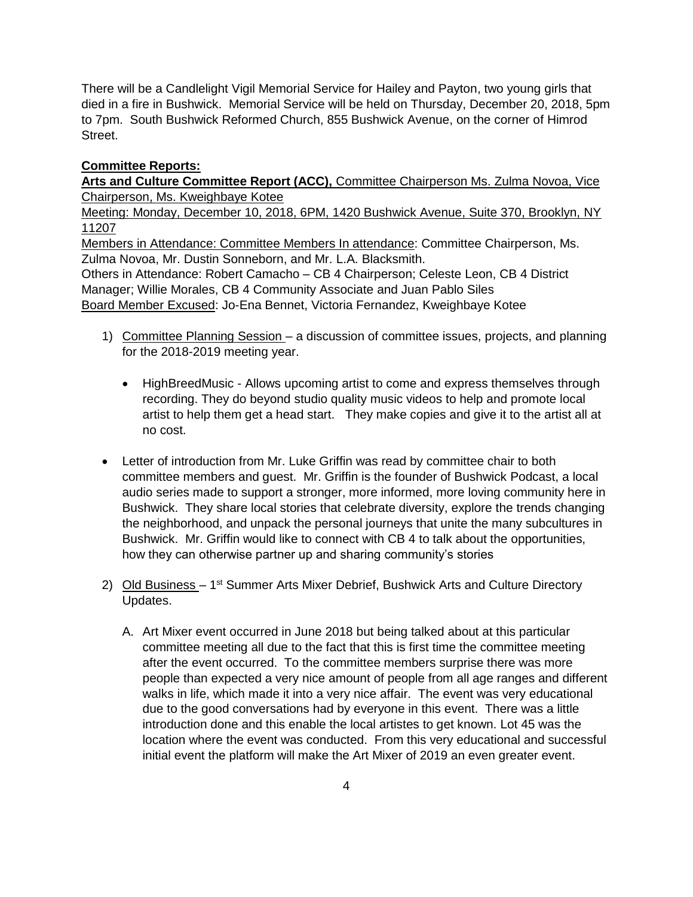There will be a Candlelight Vigil Memorial Service for Hailey and Payton, two young girls that died in a fire in Bushwick. Memorial Service will be held on Thursday, December 20, 2018, 5pm to 7pm. South Bushwick Reformed Church, 855 Bushwick Avenue, on the corner of Himrod Street.

**Committee Reports:**

**Arts and Culture Committee Report (ACC),** Committee Chairperson Ms. Zulma Novoa, Vice Chairperson, Ms. Kweighbaye Kotee

Meeting: Monday, December 10, 2018, 6PM, 1420 Bushwick Avenue, Suite 370, Brooklyn, NY 11207

Members in Attendance: Committee Members In attendance: Committee Chairperson, Ms. Zulma Novoa, Mr. Dustin Sonneborn, and Mr. L.A. Blacksmith.

Others in Attendance: Robert Camacho – CB 4 Chairperson; Celeste Leon, CB 4 District Manager; Willie Morales, CB 4 Community Associate and Juan Pablo Siles

Board Member Excused: Jo-Ena Bennet, Victoria Fernandez, Kweighbaye Kotee

1) Committee Planning Session – a discussion of committee issues, projects, and planning for the 2018-2019 meeting year.

   - HighBreedMusic - Allows upcoming artist to come and express themselves through recording. They do beyond studio quality music videos to help and promote local artist to help them get a head start. They make copies and give it to the artist all at no cost.

- Letter of introduction from Mr. Luke Griffin was read by committee chair to both committee members and guest. Mr. Griffin is the founder of Bushwick Podcast, a local audio series made to support a stronger, more informed, more loving community here in Bushwick. They share local stories that celebrate diversity, explore the trends changing the neighborhood, and unpack the personal journeys that unite the many subcultures in Bushwick. Mr. Griffin would like to connect with CB 4 to talk about the opportunities, how they can otherwise partner up and sharing community's stories

2) Old Business – 1st Summer Arts Mixer Debrief, Bushwick Arts and Culture Directory Updates.

   A. Art Mixer event occurred in June 2018 but being talked about at this particular committee meeting all due to the fact that this is first time the committee meeting after the event occurred. To the committee members surprise there was more people than expected a very nice amount of people from all age ranges and different walks in life, which made it into a very nice affair. The event was very educational due to the good conversations had by everyone in this event. There was a little introduction done and this enable the local artistes to get known. Lot 45 was the location where the event was conducted. From this very educational and successful initial event the platform will make the Art Mixer of 2019 an even greater event.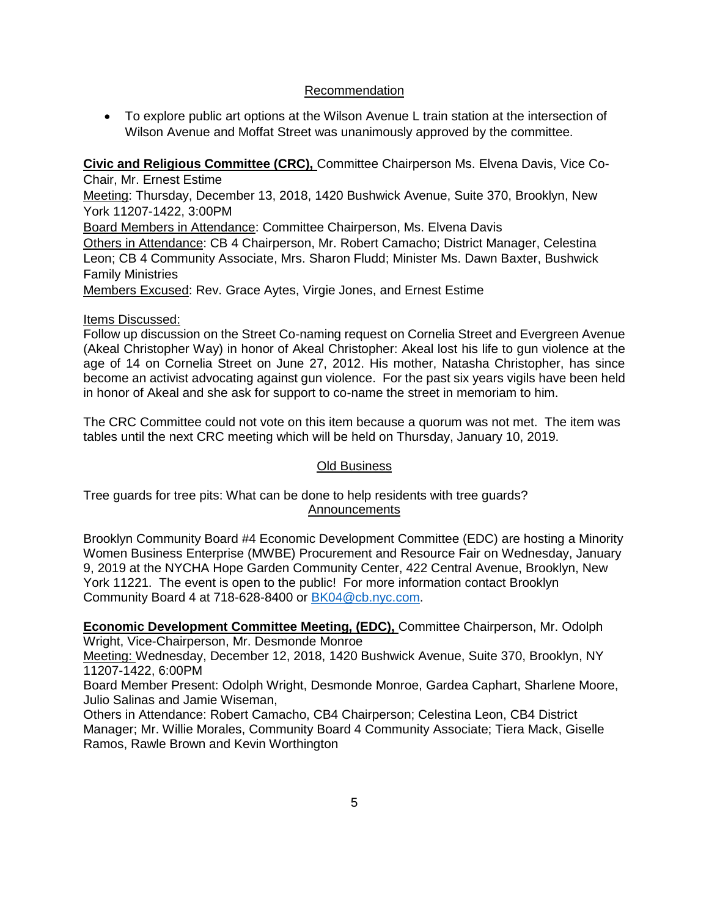Recommendation

- To explore public art options at the Wilson Avenue L train station at the intersection of Wilson Avenue and Moffat Street was unanimously approved by the committee.

**Civic and Religious Committee (CRC),** Committee Chairperson Ms. Elvena Davis, Vice Co-Chair, Mr. Ernest Estime
Meeting: Thursday, December 13, 2018, 1420 Bushwick Avenue, Suite 370, Brooklyn, New York 11207-1422, 3:00PM
Board Members in Attendance: Committee Chairperson, Ms. Elvena Davis
Others in Attendance: CB 4 Chairperson, Mr. Robert Camacho; District Manager, Celestina Leon; CB 4 Community Associate, Mrs. Sharon Fludd; Minister Ms. Dawn Baxter, Bushwick Family Ministries
Members Excused: Rev. Grace Aytes, Virgie Jones, and Ernest Estime

Items Discussed:
Follow up discussion on the Street Co-naming request on Cornelia Street and Evergreen Avenue (Akeal Christopher Way) in honor of Akeal Christopher: Akeal lost his life to gun violence at the age of 14 on Cornelia Street on June 27, 2012. His mother, Natasha Christopher, has since become an activist advocating against gun violence. For the past six years vigils have been held in honor of Akeal and she ask for support to co-name the street in memoriam to him.

The CRC Committee could not vote on this item because a quorum was not met. The item was tables until the next CRC meeting which will be held on Thursday, January 10, 2019.

Old Business

Tree guards for tree pits: What can be done to help residents with tree guards?

Announcements

Brooklyn Community Board #4 Economic Development Committee (EDC) are hosting a Minority Women Business Enterprise (MWBE) Procurement and Resource Fair on Wednesday, January 9, 2019 at the NYCHA Hope Garden Community Center, 422 Central Avenue, Brooklyn, New York 11221. The event is open to the public! For more information contact Brooklyn Community Board 4 at 718-628-8400 or BK04@cb.nyc.com.

**Economic Development Committee Meeting, (EDC),** Committee Chairperson, Mr. Odolph Wright, Vice-Chairperson, Mr. Desmonde Monroe
Meeting: Wednesday, December 12, 2018, 1420 Bushwick Avenue, Suite 370, Brooklyn, NY 11207-1422, 6:00PM
Board Member Present: Odolph Wright, Desmonde Monroe, Gardea Caphart, Sharlene Moore, Julio Salinas and Jamie Wiseman,
Others in Attendance: Robert Camacho, CB4 Chairperson; Celestina Leon, CB4 District Manager; Mr. Willie Morales, Community Board 4 Community Associate; Tiera Mack, Giselle Ramos, Rawle Brown and Kevin Worthington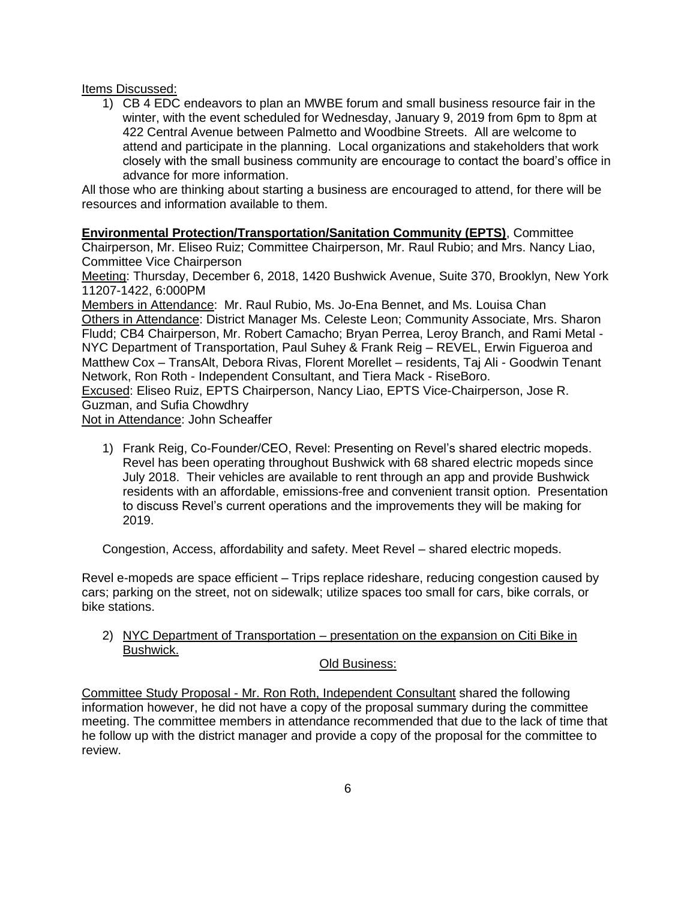Items Discussed:

1) CB 4 EDC endeavors to plan an MWBE forum and small business resource fair in the winter, with the event scheduled for Wednesday, January 9, 2019 from 6pm to 8pm at 422 Central Avenue between Palmetto and Woodbine Streets. All are welcome to attend and participate in the planning. Local organizations and stakeholders that work closely with the small business community are encourage to contact the board's office in advance for more information.

All those who are thinking about starting a business are encouraged to attend, for there will be resources and information available to them.

**Environmental Protection/Transportation/Sanitation Community (EPTS)**, Committee Chairperson, Mr. Eliseo Ruiz; Committee Chairperson, Mr. Raul Rubio; and Mrs. Nancy Liao, Committee Vice Chairperson

Meeting: Thursday, December 6, 2018, 1420 Bushwick Avenue, Suite 370, Brooklyn, New York 11207-1422, 6:000PM

Members in Attendance: Mr. Raul Rubio, Ms. Jo-Ena Bennet, and Ms. Louisa Chan

Others in Attendance: District Manager Ms. Celeste Leon; Community Associate, Mrs. Sharon Fludd; CB4 Chairperson, Mr. Robert Camacho; Bryan Perrea, Leroy Branch, and Rami Metal - NYC Department of Transportation, Paul Suhey & Frank Reig – REVEL, Erwin Figueroa and Matthew Cox – TransAlt, Debora Rivas, Florent Morellet – residents, Taj Ali - Goodwin Tenant Network, Ron Roth - Independent Consultant, and Tiera Mack - RiseBoro.

Excused: Eliseo Ruiz, EPTS Chairperson, Nancy Liao, EPTS Vice-Chairperson, Jose R. Guzman, and Sufia Chowdhry

Not in Attendance: John Scheaffer

1) Frank Reig, Co-Founder/CEO, Revel: Presenting on Revel's shared electric mopeds. Revel has been operating throughout Bushwick with 68 shared electric mopeds since July 2018. Their vehicles are available to rent through an app and provide Bushwick residents with an affordable, emissions-free and convenient transit option. Presentation to discuss Revel's current operations and the improvements they will be making for 2019.

   Congestion, Access, affordability and safety. Meet Revel – shared electric mopeds.

Revel e-mopeds are space efficient – Trips replace rideshare, reducing congestion caused by cars; parking on the street, not on sidewalk; utilize spaces too small for cars, bike corrals, or bike stations.

2) NYC Department of Transportation – presentation on the expansion on Citi Bike in Bushwick.

Old Business:

Committee Study Proposal - Mr. Ron Roth, Independent Consultant shared the following information however, he did not have a copy of the proposal summary during the committee meeting. The committee members in attendance recommended that due to the lack of time that he follow up with the district manager and provide a copy of the proposal for the committee to review.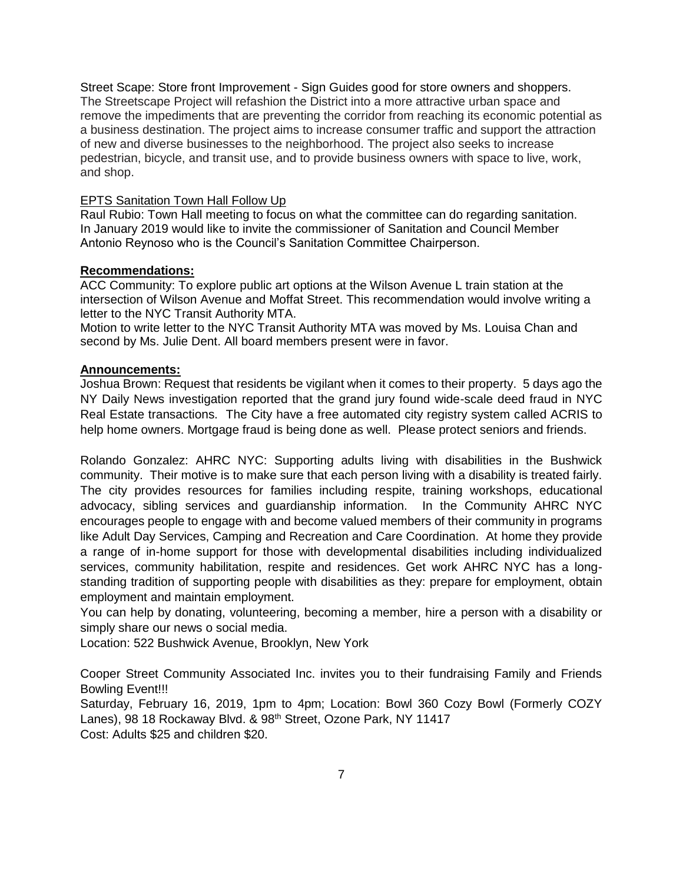Street Scape: Store front Improvement - Sign Guides good for store owners and shoppers.
The Streetscape Project will refashion the District into a more attractive urban space and remove the impediments that are preventing the corridor from reaching its economic potential as a business destination. The project aims to increase consumer traffic and support the attraction of new and diverse businesses to the neighborhood. The project also seeks to increase pedestrian, bicycle, and transit use, and to provide business owners with space to live, work, and shop.

EPTS Sanitation Town Hall Follow Up
Raul Rubio: Town Hall meeting to focus on what the committee can do regarding sanitation. In January 2019 would like to invite the commissioner of Sanitation and Council Member Antonio Reynoso who is the Council's Sanitation Committee Chairperson.

**Recommendations:**
ACC Community: To explore public art options at the Wilson Avenue L train station at the intersection of Wilson Avenue and Moffat Street. This recommendation would involve writing a letter to the NYC Transit Authority MTA.
Motion to write letter to the NYC Transit Authority MTA was moved by Ms. Louisa Chan and second by Ms. Julie Dent. All board members present were in favor.

**Announcements:**
Joshua Brown: Request that residents be vigilant when it comes to their property. 5 days ago the NY Daily News investigation reported that the grand jury found wide-scale deed fraud in NYC Real Estate transactions. The City have a free automated city registry system called ACRIS to help home owners. Mortgage fraud is being done as well. Please protect seniors and friends.

Rolando Gonzalez: AHRC NYC: Supporting adults living with disabilities in the Bushwick community. Their motive is to make sure that each person living with a disability is treated fairly. The city provides resources for families including respite, training workshops, educational advocacy, sibling services and guardianship information. In the Community AHRC NYC encourages people to engage with and become valued members of their community in programs like Adult Day Services, Camping and Recreation and Care Coordination. At home they provide a range of in-home support for those with developmental disabilities including individualized services, community habilitation, respite and residences. Get work AHRC NYC has a long-standing tradition of supporting people with disabilities as they: prepare for employment, obtain employment and maintain employment.
You can help by donating, volunteering, becoming a member, hire a person with a disability or simply share our news o social media.
Location: 522 Bushwick Avenue, Brooklyn, New York

Cooper Street Community Associated Inc. invites you to their fundraising Family and Friends Bowling Event!!!
Saturday, February 16, 2019, 1pm to 4pm; Location: Bowl 360 Cozy Bowl (Formerly COZY Lanes), 98 18 Rockaway Blvd. & 98th Street, Ozone Park, NY 11417
Cost: Adults $25 and children $20.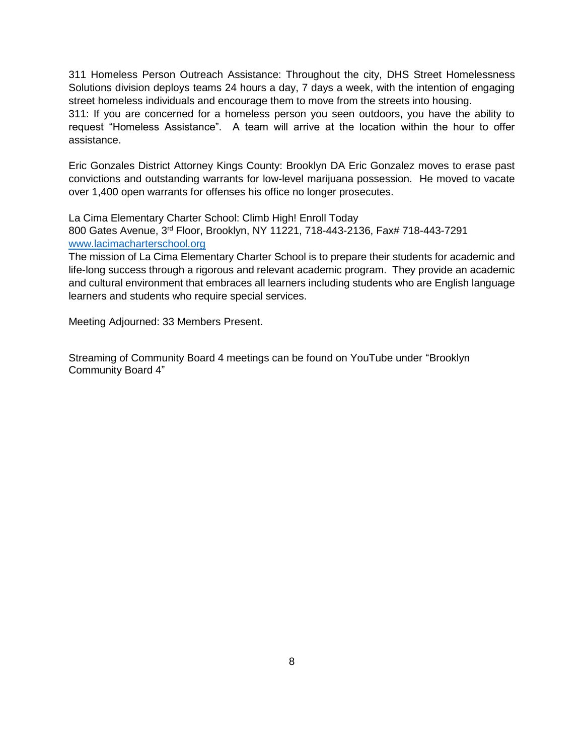311 Homeless Person Outreach Assistance: Throughout the city, DHS Street Homelessness Solutions division deploys teams 24 hours a day, 7 days a week, with the intention of engaging street homeless individuals and encourage them to move from the streets into housing.
311: If you are concerned for a homeless person you seen outdoors, you have the ability to request "Homeless Assistance". A team will arrive at the location within the hour to offer assistance.

Eric Gonzales District Attorney Kings County: Brooklyn DA Eric Gonzalez moves to erase past convictions and outstanding warrants for low-level marijuana possession. He moved to vacate over 1,400 open warrants for offenses his office no longer prosecutes.

La Cima Elementary Charter School: Climb High! Enroll Today
800 Gates Avenue, 3rd Floor, Brooklyn, NY 11221, 718-443-2136, Fax# 718-443-7291
[www.lacimacharterschool.org](http://www.lacimacharterschool.org)
The mission of La Cima Elementary Charter School is to prepare their students for academic and life-long success through a rigorous and relevant academic program. They provide an academic and cultural environment that embraces all learners including students who are English language learners and students who require special services.

Meeting Adjourned: 33 Members Present.

Streaming of Community Board 4 meetings can be found on YouTube under "Brooklyn Community Board 4"